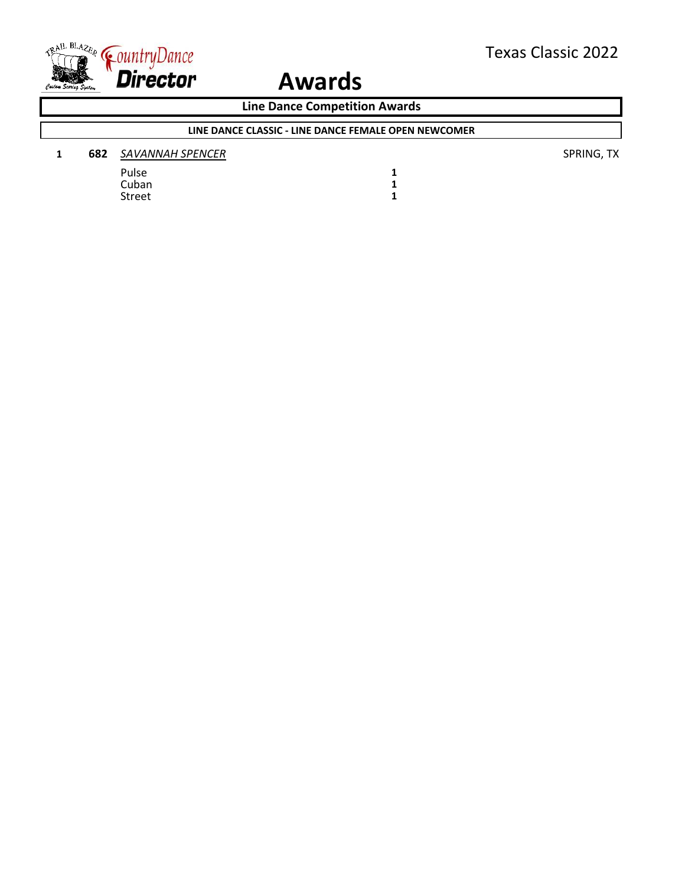Texas Classic 2022

# Awards

## Line Dance Competition Awards

### LINE DANCE CLASSIC - LINE DANCE FEMALE OPEN NEWCOMER

| Place | No. | Name | | Location |
|---|---|---|---|---|
| **1** | **682** | *SAVANNAH SPENCER* | | SPRING, TX |
| | | Pulse | **1** | |
| | | Cuban | **1** | |
| | | Street | **1** | |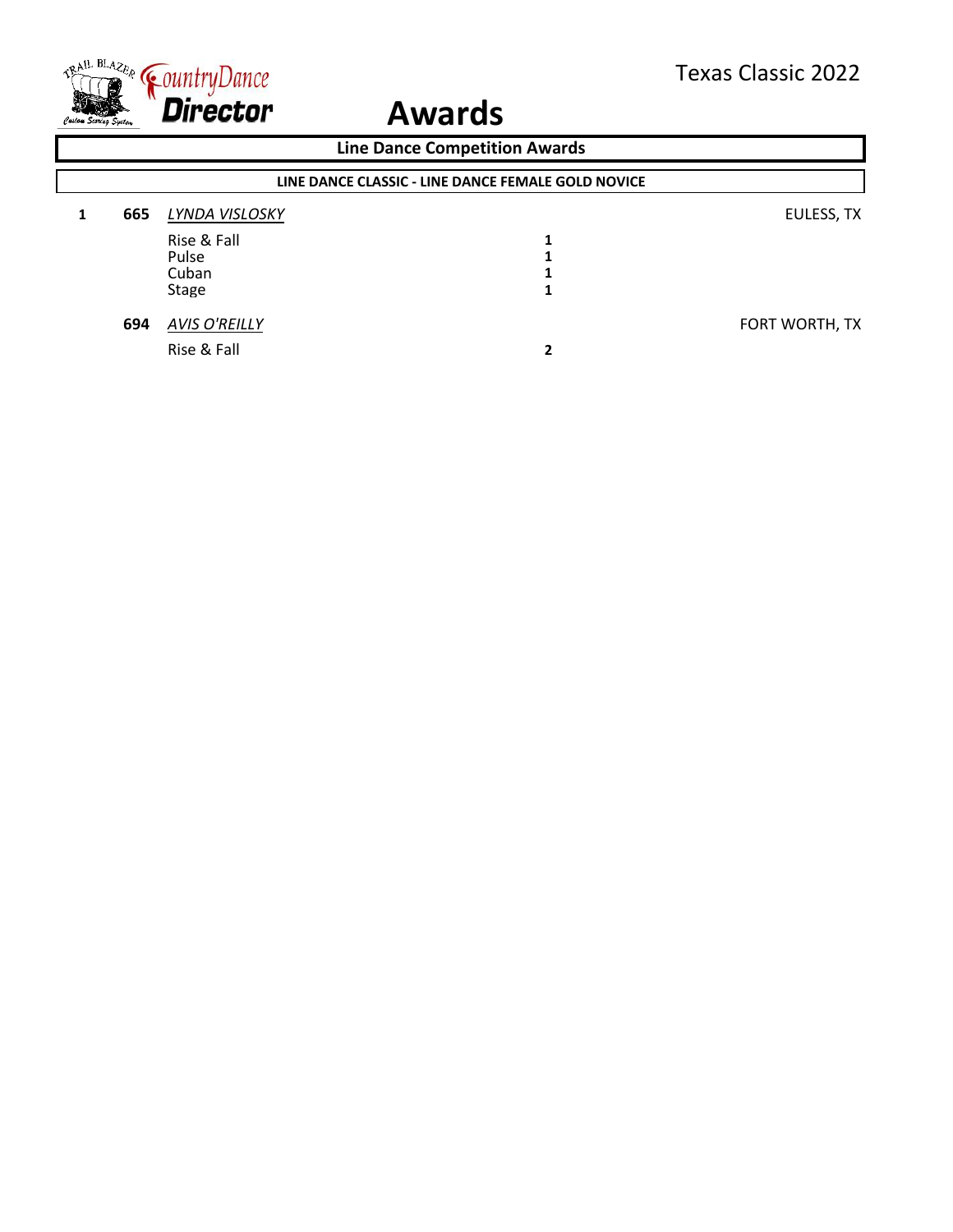Texas Classic 2022

# Awards

## Line Dance Competition Awards

### LINE DANCE CLASSIC - LINE DANCE FEMALE GOLD NOVICE

| Place | No. | Name | Score | Location |
|---|---|---|---|---|
| 1 | 665 | *LYNDA VISLOSKY* | | EULESS, TX |
| | | Rise & Fall | 1 | |
| | | Pulse | 1 | |
| | | Cuban | 1 | |
| | | Stage | 1 | |
| | 694 | *AVIS O'REILLY* | | FORT WORTH, TX |
| | | Rise & Fall | 2 | |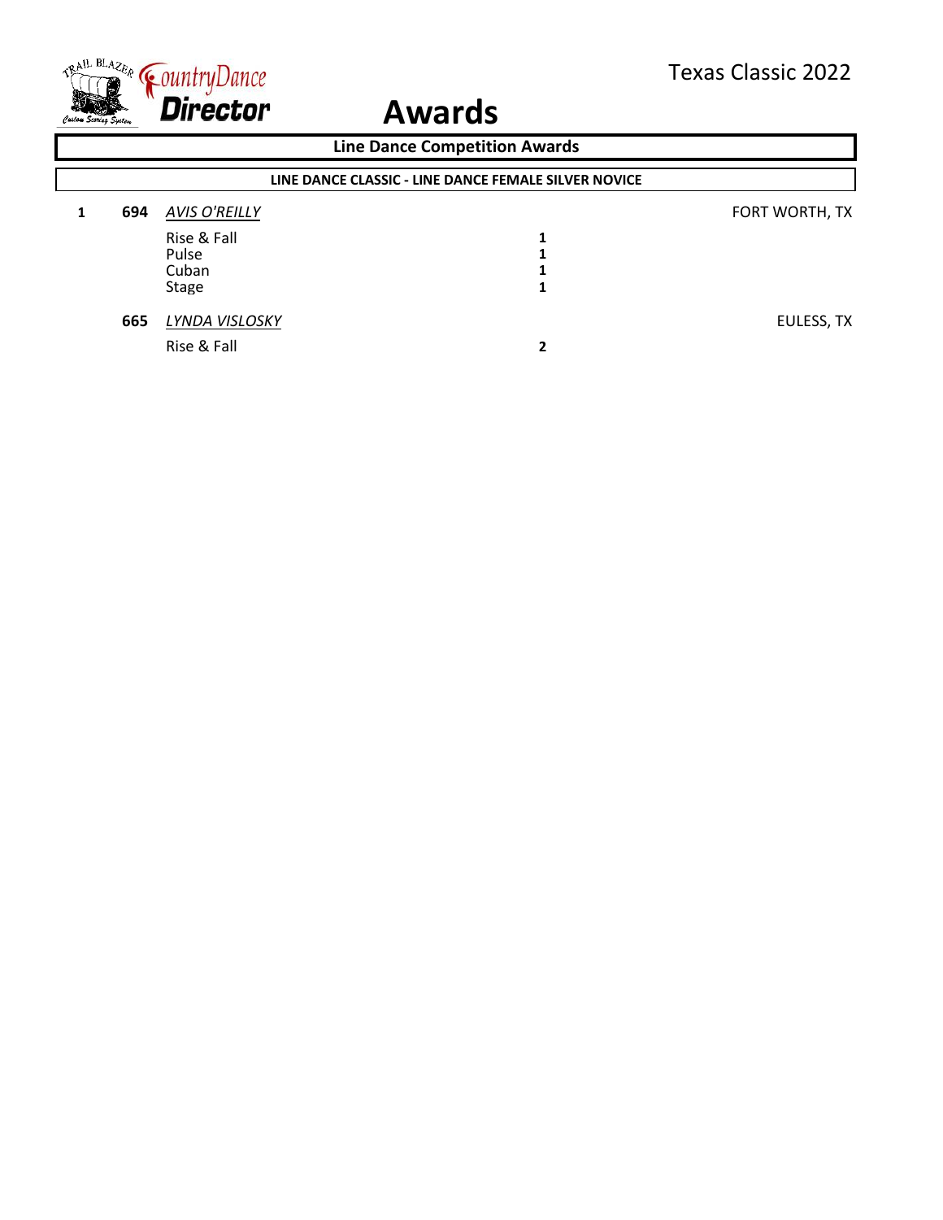Texas Classic 2022

# Awards

## Line Dance Competition Awards

### LINE DANCE CLASSIC - LINE DANCE FEMALE SILVER NOVICE

| Place | No. | Name / Dance | Placement | Location |
| --- | --- | --- | --- | --- |
| **1** | **694** | *AVIS O'REILLY* | | FORT WORTH, TX |
| | | Rise & Fall | **1** | |
| | | Pulse | **1** | |
| | | Cuban | **1** | |
| | | Stage | **1** | |
| | **665** | *LYNDA VISLOSKY* | | EULESS, TX |
| | | Rise & Fall | **2** | |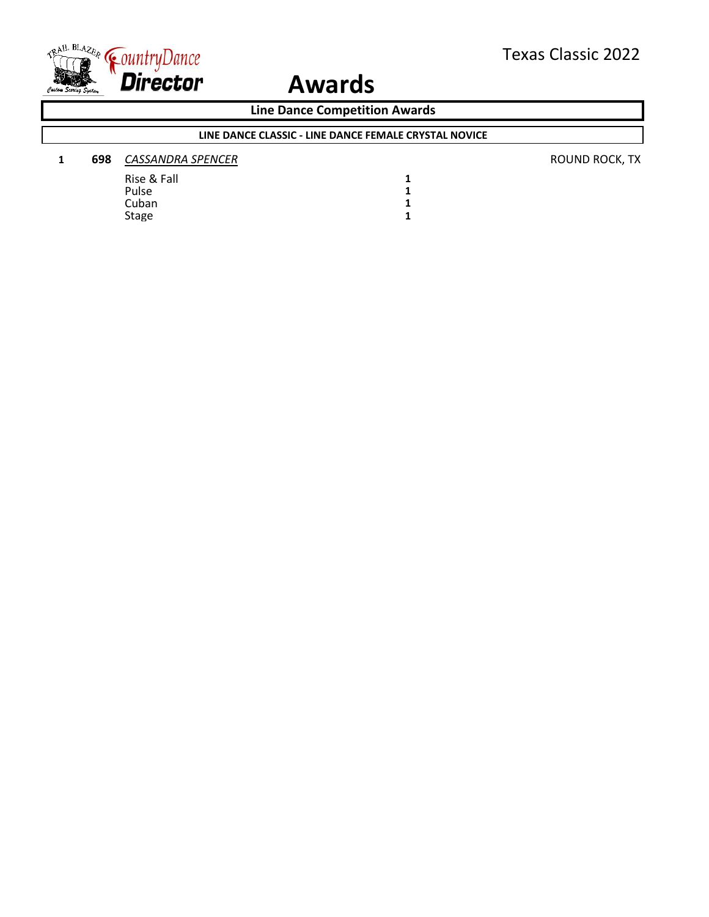# Awards

Texas Classic 2022

## Line Dance Competition Awards

### LINE DANCE CLASSIC - LINE DANCE FEMALE CRYSTAL NOVICE

| Place | No. | Name | Location |
|---|---|---|---|
| 1 | 698 | *CASSANDRA SPENCER* | ROUND ROCK, TX |

| Dance | Placement |
|---|---|
| Rise & Fall | 1 |
| Pulse | 1 |
| Cuban | 1 |
| Stage | 1 |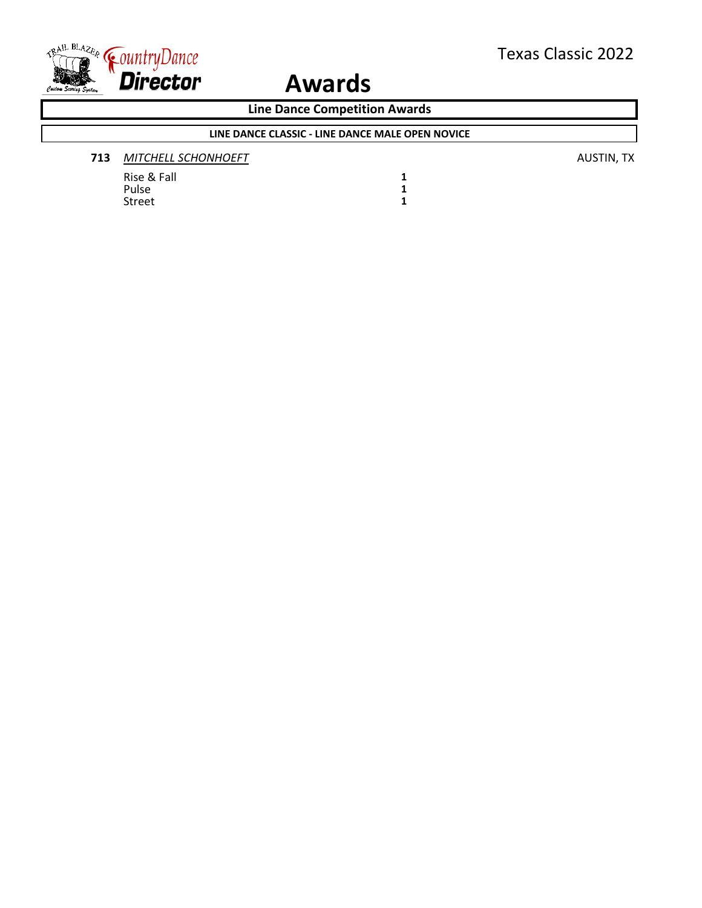Texas Classic 2022

# Awards

## Line Dance Competition Awards

### LINE DANCE CLASSIC - LINE DANCE MALE OPEN NOVICE

**713** *MITCHELL SCHONHOEFT* AUSTIN, TX

| | |
|---|---|
| Rise & Fall | **1** |
| Pulse | **1** |
| Street | **1** |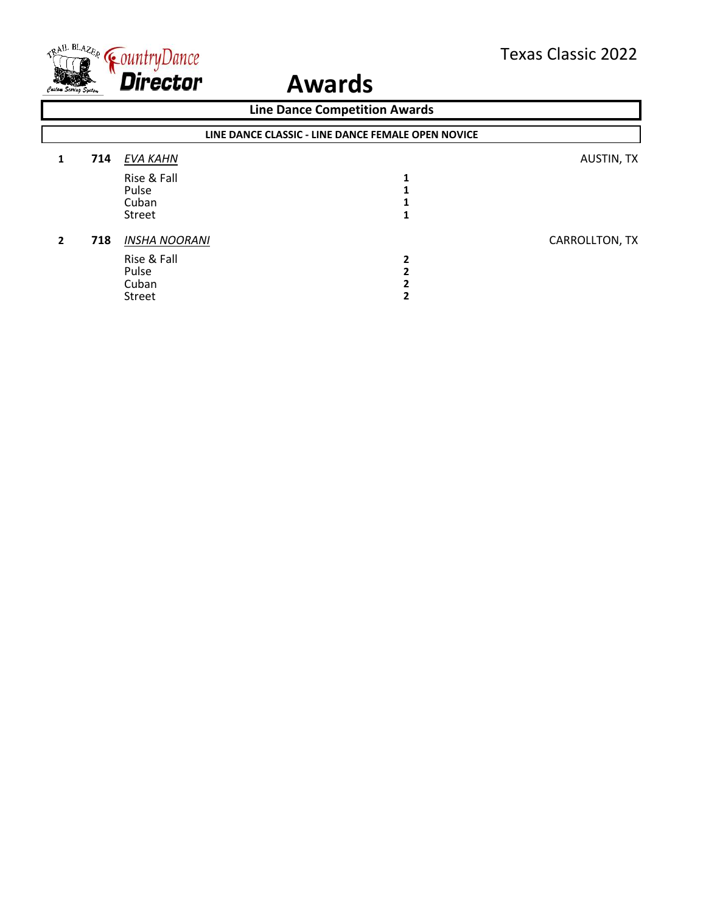Texas Classic 2022

# Awards

## Line Dance Competition Awards

### LINE DANCE CLASSIC - LINE DANCE FEMALE OPEN NOVICE

**1** **714** *EVA KAHN* — AUSTIN, TX

| | |
|---|---|
| Rise & Fall | **1** |
| Pulse | **1** |
| Cuban | **1** |
| Street | **1** |

**2** **718** *INSHA NOORANI* — CARROLLTON, TX

| | |
|---|---|
| Rise & Fall | **2** |
| Pulse | **2** |
| Cuban | **2** |
| Street | **2** |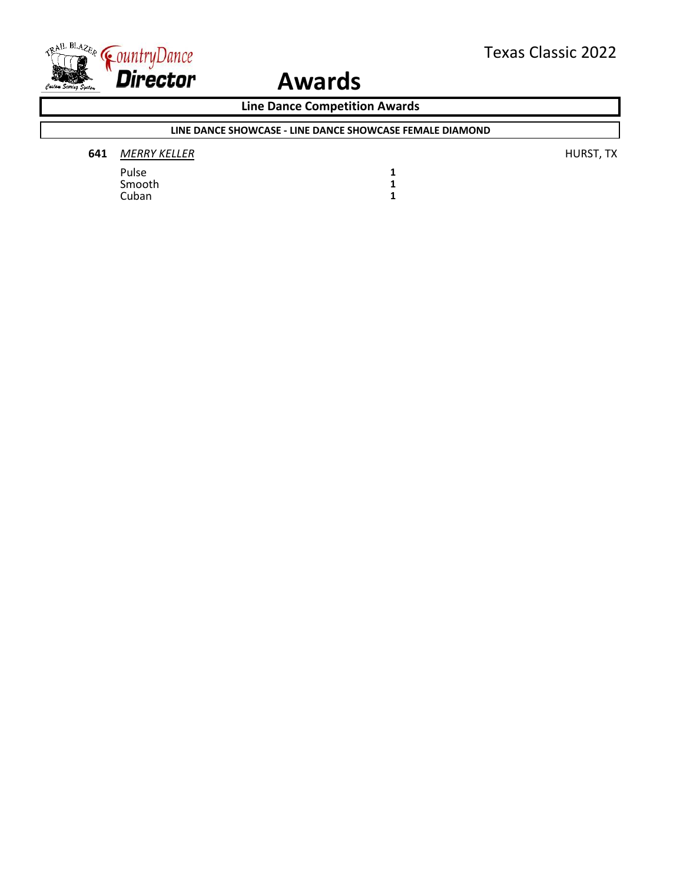Texas Classic 2022

# Awards

## Line Dance Competition Awards

### LINE DANCE SHOWCASE - LINE DANCE SHOWCASE FEMALE DIAMOND

**641** *MERRY KELLER* HURST, TX

| | |
|---|---|
| Pulse | **1** |
| Smooth | **1** |
| Cuban | **1** |